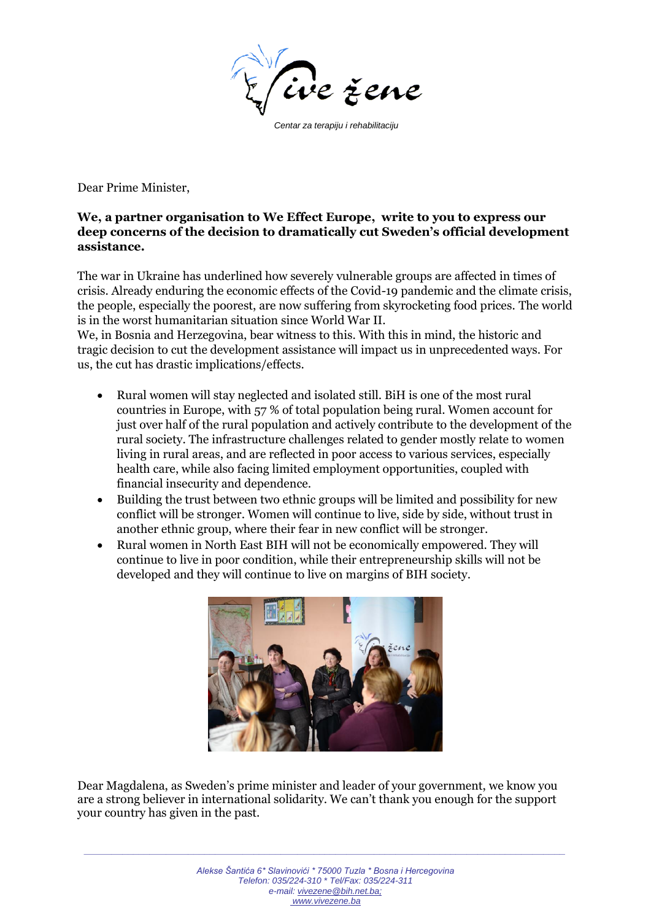Centar za terapiju i rehabilitaciju

Dear Prime Minister,

**We, a partner organisation to We Effect Europe, write to you to express our deep concerns of the decision to dramatically cut Sweden's official development assistance.**

The war in Ukraine has underlined how severely vulnerable groups are affected in times of crisis. Already enduring the economic effects of the Covid-19 pandemic and the climate crisis, the people, especially the poorest, are now suffering from skyrocketing food prices. The world is in the worst humanitarian situation since World War II.
We, in Bosnia and Herzegovina, bear witness to this. With this in mind, the historic and tragic decision to cut the development assistance will impact us in unprecedented ways. For us, the cut has drastic implications/effects.

- Rural women will stay neglected and isolated still. BiH is one of the most rural countries in Europe, with 57 % of total population being rural. Women account for just over half of the rural population and actively contribute to the development of the rural society. The infrastructure challenges related to gender mostly relate to women living in rural areas, and are reflected in poor access to various services, especially health care, while also facing limited employment opportunities, coupled with financial insecurity and dependence.
- Building the trust between two ethnic groups will be limited and possibility for new conflict will be stronger. Women will continue to live, side by side, without trust in another ethnic group, where their fear in new conflict will be stronger.
- Rural women in North East BIH will not be economically empowered. They will continue to live in poor condition, while their entrepreneurship skills will not be developed and they will continue to live on margins of BIH society.

Dear Magdalena, as Sweden's prime minister and leader of your government, we know you are a strong believer in international solidarity. We can't thank you enough for the support your country has given in the past.

Alekse Šantića 6* Slavinovići * 75000 Tuzla * Bosna i Hercegovina
Telefon: 035/224-310 * Tel/Fax: 035/224-311
e-mail: vivezene@bih.net.ba;
www.vivezene.ba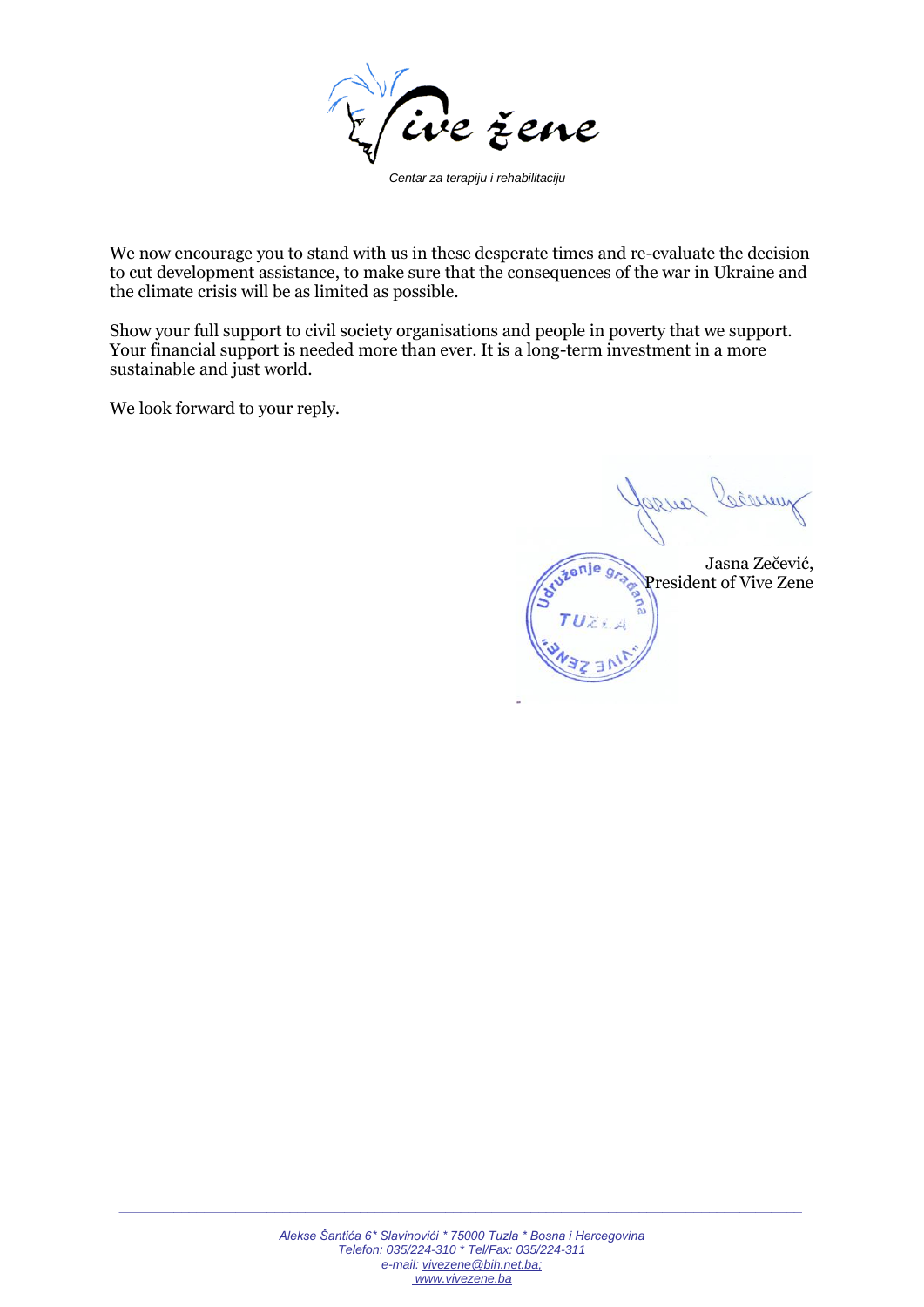Vive žene

*Centar za terapiju i rehabilitaciju*

We now encourage you to stand with us in these desperate times and re-evaluate the decision to cut development assistance, to make sure that the consequences of the war in Ukraine and the climate crisis will be as limited as possible.

Show your full support to civil society organisations and people in poverty that we support. Your financial support is needed more than ever. It is a long-term investment in a more sustainable and just world.

We look forward to your reply.

Jasna Zečević,
President of Vive Zene

*Alekse Šantića 6* Slavinovići * 75000 Tuzla * Bosna i Hercegovina*
*Telefon: 035/224-310 * Tel/Fax: 035/224-311*
*e-mail: vivezene@bih.net.ba;*
*www.vivezene.ba*